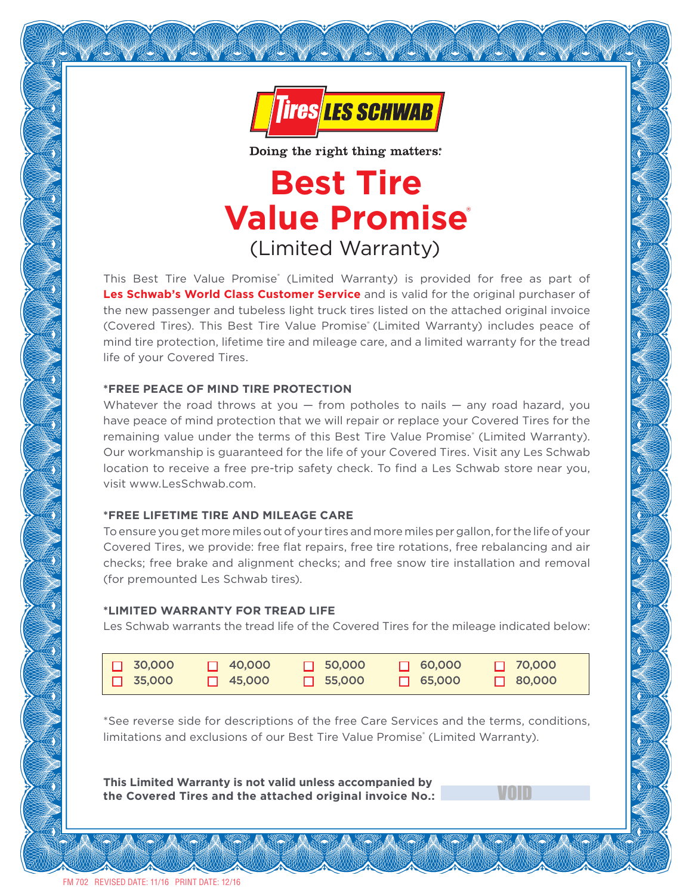Tires LES SCHWAB

Doing the right thing matters.®

# Best Tire Value Promise®

## (Limited Warranty)

This Best Tire Value Promise® (Limited Warranty) is provided for free as part of **Les Schwab's World Class Customer Service** and is valid for the original purchaser of the new passenger and tubeless light truck tires listed on the attached original invoice (Covered Tires). This Best Tire Value Promise® (Limited Warranty) includes peace of mind tire protection, lifetime tire and mileage care, and a limited warranty for the tread life of your Covered Tires.

### *FREE PEACE OF MIND TIRE PROTECTION

Whatever the road throws at you — from potholes to nails — any road hazard, you have peace of mind protection that we will repair or replace your Covered Tires for the remaining value under the terms of this Best Tire Value Promise® (Limited Warranty). Our workmanship is guaranteed for the life of your Covered Tires. Visit any Les Schwab location to receive a free pre-trip safety check. To find a Les Schwab store near you, visit www.LesSchwab.com.

### *FREE LIFETIME TIRE AND MILEAGE CARE

To ensure you get more miles out of your tires and more miles per gallon, for the life of your Covered Tires, we provide: free flat repairs, free tire rotations, free rebalancing and air checks; free brake and alignment checks; and free snow tire installation and removal (for premounted Les Schwab tires).

### *LIMITED WARRANTY FOR TREAD LIFE

Les Schwab warrants the tread life of the Covered Tires for the mileage indicated below:

| | | | | |
|---|---|---|---|---|
| ☐ 30,000 | ☐ 40,000 | ☐ 50,000 | ☐ 60,000 | ☐ 70,000 |
| ☐ 35,000 | ☐ 45,000 | ☐ 55,000 | ☐ 65,000 | ☐ 80,000 |

*See reverse side for descriptions of the free Care Services and the terms, conditions, limitations and exclusions of our Best Tire Value Promise® (Limited Warranty).

**This Limited Warranty is not valid unless accompanied by the Covered Tires and the attached original invoice No.:** VOID

FM 702 REVISED DATE: 11/16 PRINT DATE: 12/16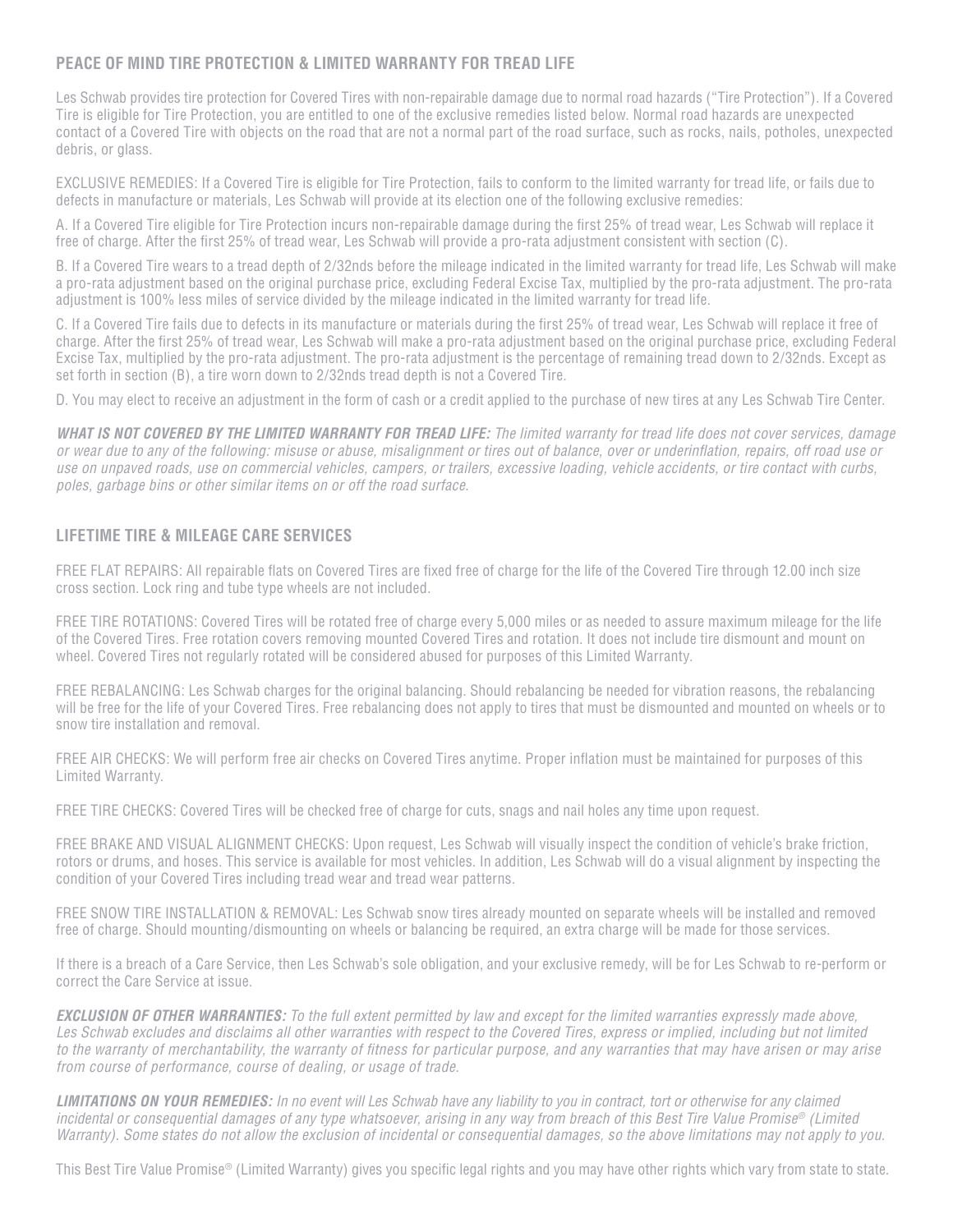## PEACE OF MIND TIRE PROTECTION & LIMITED WARRANTY FOR TREAD LIFE

Les Schwab provides tire protection for Covered Tires with non-repairable damage due to normal road hazards ("Tire Protection"). If a Covered Tire is eligible for Tire Protection, you are entitled to one of the exclusive remedies listed below. Normal road hazards are unexpected contact of a Covered Tire with objects on the road that are not a normal part of the road surface, such as rocks, nails, potholes, unexpected debris, or glass.

EXCLUSIVE REMEDIES: If a Covered Tire is eligible for Tire Protection, fails to conform to the limited warranty for tread life, or fails due to defects in manufacture or materials, Les Schwab will provide at its election one of the following exclusive remedies:

A. If a Covered Tire eligible for Tire Protection incurs non-repairable damage during the first 25% of tread wear, Les Schwab will replace it free of charge. After the first 25% of tread wear, Les Schwab will provide a pro-rata adjustment consistent with section (C).

B. If a Covered Tire wears to a tread depth of 2/32nds before the mileage indicated in the limited warranty for tread life, Les Schwab will make a pro-rata adjustment based on the original purchase price, excluding Federal Excise Tax, multiplied by the pro-rata adjustment. The pro-rata adjustment is 100% less miles of service divided by the mileage indicated in the limited warranty for tread life.

C. If a Covered Tire fails due to defects in its manufacture or materials during the first 25% of tread wear, Les Schwab will replace it free of charge. After the first 25% of tread wear, Les Schwab will make a pro-rata adjustment based on the original purchase price, excluding Federal Excise Tax, multiplied by the pro-rata adjustment. The pro-rata adjustment is the percentage of remaining tread down to 2/32nds. Except as set forth in section (B), a tire worn down to 2/32nds tread depth is not a Covered Tire.

D. You may elect to receive an adjustment in the form of cash or a credit applied to the purchase of new tires at any Les Schwab Tire Center.

***WHAT IS NOT COVERED BY THE LIMITED WARRANTY FOR TREAD LIFE:*** *The limited warranty for tread life does not cover services, damage or wear due to any of the following: misuse or abuse, misalignment or tires out of balance, over or underinflation, repairs, off road use or use on unpaved roads, use on commercial vehicles, campers, or trailers, excessive loading, vehicle accidents, or tire contact with curbs, poles, garbage bins or other similar items on or off the road surface.*

## LIFETIME TIRE & MILEAGE CARE SERVICES

FREE FLAT REPAIRS: All repairable flats on Covered Tires are fixed free of charge for the life of the Covered Tire through 12.00 inch size cross section. Lock ring and tube type wheels are not included.

FREE TIRE ROTATIONS: Covered Tires will be rotated free of charge every 5,000 miles or as needed to assure maximum mileage for the life of the Covered Tires. Free rotation covers removing mounted Covered Tires and rotation. It does not include tire dismount and mount on wheel. Covered Tires not regularly rotated will be considered abused for purposes of this Limited Warranty.

FREE REBALANCING: Les Schwab charges for the original balancing. Should rebalancing be needed for vibration reasons, the rebalancing will be free for the life of your Covered Tires. Free rebalancing does not apply to tires that must be dismounted and mounted on wheels or to snow tire installation and removal.

FREE AIR CHECKS: We will perform free air checks on Covered Tires anytime. Proper inflation must be maintained for purposes of this Limited Warranty.

FREE TIRE CHECKS: Covered Tires will be checked free of charge for cuts, snags and nail holes any time upon request.

FREE BRAKE AND VISUAL ALIGNMENT CHECKS: Upon request, Les Schwab will visually inspect the condition of vehicle's brake friction, rotors or drums, and hoses. This service is available for most vehicles. In addition, Les Schwab will do a visual alignment by inspecting the condition of your Covered Tires including tread wear and tread wear patterns.

FREE SNOW TIRE INSTALLATION & REMOVAL: Les Schwab snow tires already mounted on separate wheels will be installed and removed free of charge. Should mounting/dismounting on wheels or balancing be required, an extra charge will be made for those services.

If there is a breach of a Care Service, then Les Schwab's sole obligation, and your exclusive remedy, will be for Les Schwab to re-perform or correct the Care Service at issue.

***EXCLUSION OF OTHER WARRANTIES:*** *To the full extent permitted by law and except for the limited warranties expressly made above, Les Schwab excludes and disclaims all other warranties with respect to the Covered Tires, express or implied, including but not limited to the warranty of merchantability, the warranty of fitness for particular purpose, and any warranties that may have arisen or may arise from course of performance, course of dealing, or usage of trade.*

***LIMITATIONS ON YOUR REMEDIES:*** *In no event will Les Schwab have any liability to you in contract, tort or otherwise for any claimed incidental or consequential damages of any type whatsoever, arising in any way from breach of this Best Tire Value Promise® (Limited Warranty). Some states do not allow the exclusion of incidental or consequential damages, so the above limitations may not apply to you.*

This Best Tire Value Promise® (Limited Warranty) gives you specific legal rights and you may have other rights which vary from state to state.